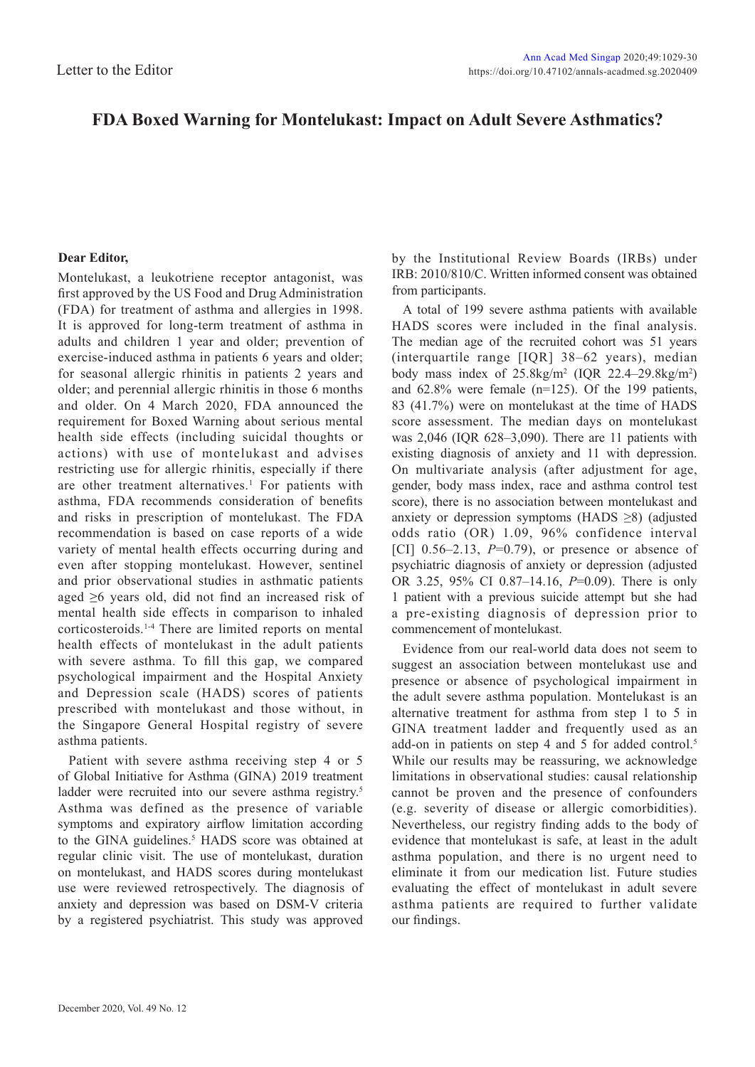Letter to the Editor

# FDA Boxed Warning for Montelukast: Impact on Adult Severe Asthmatics?

**Dear Editor,**

Montelukast, a leukotriene receptor antagonist, was first approved by the US Food and Drug Administration (FDA) for treatment of asthma and allergies in 1998. It is approved for long-term treatment of asthma in adults and children 1 year and older; prevention of exercise-induced asthma in patients 6 years and older; for seasonal allergic rhinitis in patients 2 years and older; and perennial allergic rhinitis in those 6 months and older. On 4 March 2020, FDA announced the requirement for Boxed Warning about serious mental health side effects (including suicidal thoughts or actions) with use of montelukast and advises restricting use for allergic rhinitis, especially if there are other treatment alternatives.[1] For patients with asthma, FDA recommends consideration of benefits and risks in prescription of montelukast. The FDA recommendation is based on case reports of a wide variety of mental health effects occurring during and even after stopping montelukast. However, sentinel and prior observational studies in asthmatic patients aged ≥6 years old, did not find an increased risk of mental health side effects in comparison to inhaled corticosteroids.[1-4] There are limited reports on mental health effects of montelukast in the adult patients with severe asthma. To fill this gap, we compared psychological impairment and the Hospital Anxiety and Depression scale (HADS) scores of patients prescribed with montelukast and those without, in the Singapore General Hospital registry of severe asthma patients.

Patient with severe asthma receiving step 4 or 5 of Global Initiative for Asthma (GINA) 2019 treatment ladder were recruited into our severe asthma registry.[5] Asthma was defined as the presence of variable symptoms and expiratory airflow limitation according to the GINA guidelines.[5] HADS score was obtained at regular clinic visit. The use of montelukast, duration on montelukast, and HADS scores during montelukast use were reviewed retrospectively. The diagnosis of anxiety and depression was based on DSM-V criteria by a registered psychiatrist. This study was approved by the Institutional Review Boards (IRBs) under IRB: 2010/810/C. Written informed consent was obtained from participants.

A total of 199 severe asthma patients with available HADS scores were included in the final analysis. The median age of the recruited cohort was 51 years (interquartile range [IQR] 38–62 years), median body mass index of 25.8kg/m$^2$ (IQR 22.4–29.8kg/m$^2$) and 62.8% were female (n=125). Of the 199 patients, 83 (41.7%) were on montelukast at the time of HADS score assessment. The median days on montelukast was 2,046 (IQR 628–3,090). There are 11 patients with existing diagnosis of anxiety and 11 with depression. On multivariate analysis (after adjustment for age, gender, body mass index, race and asthma control test score), there is no association between montelukast and anxiety or depression symptoms (HADS ≥8) (adjusted odds ratio (OR) 1.09, 96% confidence interval [CI] 0.56–2.13, $P$=0.79), or presence or absence of psychiatric diagnosis of anxiety or depression (adjusted OR 3.25, 95% CI 0.87–14.16, $P$=0.09). There is only 1 patient with a previous suicide attempt but she had a pre-existing diagnosis of depression prior to commencement of montelukast.

Evidence from our real-world data does not seem to suggest an association between montelukast use and presence or absence of psychological impairment in the adult severe asthma population. Montelukast is an alternative treatment for asthma from step 1 to 5 in GINA treatment ladder and frequently used as an add-on in patients on step 4 and 5 for added control.[5] While our results may be reassuring, we acknowledge limitations in observational studies: causal relationship cannot be proven and the presence of confounders (e.g. severity of disease or allergic comorbidities). Nevertheless, our registry finding adds to the body of evidence that montelukast is safe, at least in the adult asthma population, and there is no urgent need to eliminate it from our medication list. Future studies evaluating the effect of montelukast in adult severe asthma patients are required to further validate our findings.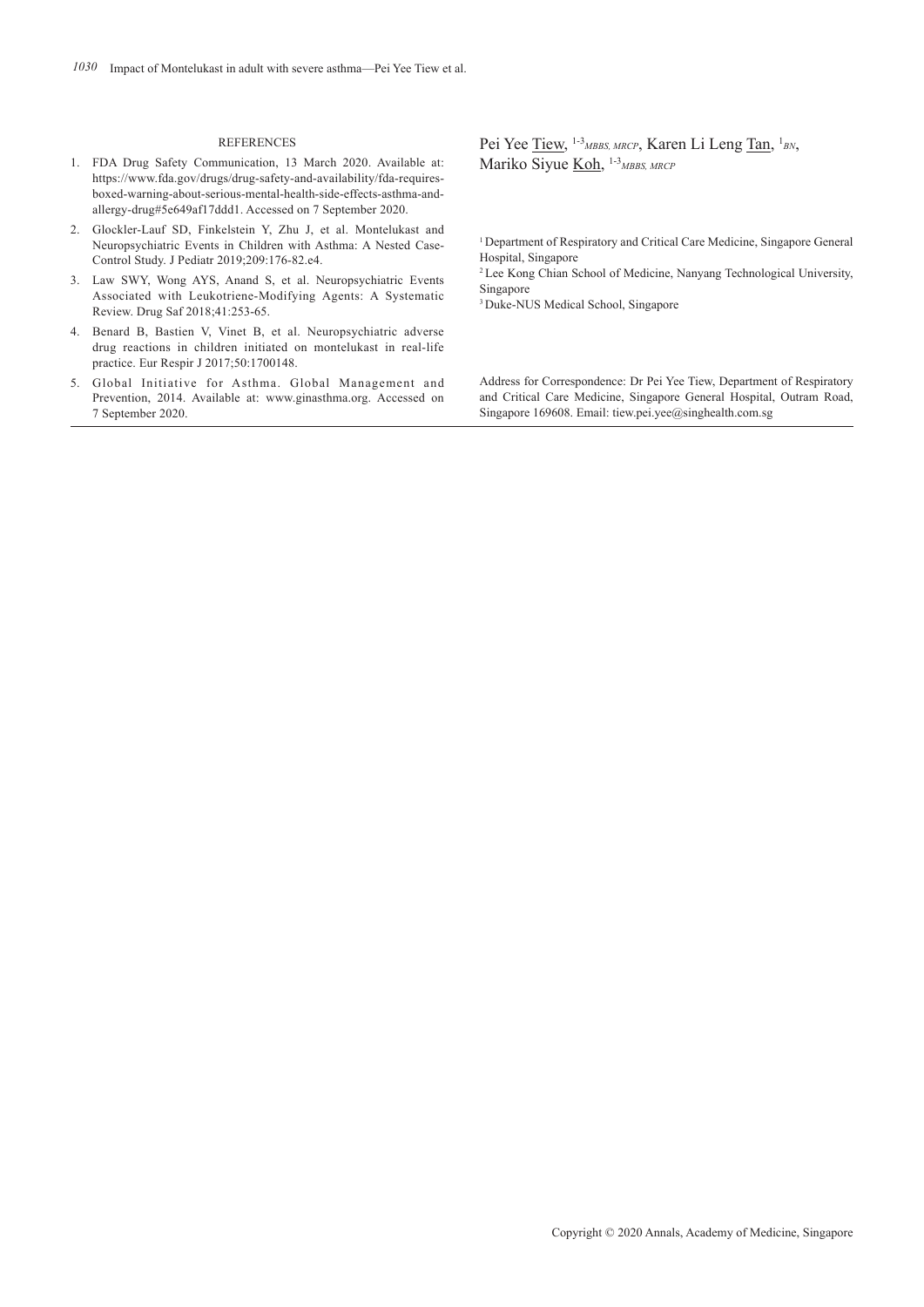## REFERENCES

1. FDA Drug Safety Communication, 13 March 2020. Available at: https://www.fda.gov/drugs/drug-safety-and-availability/fda-requires-boxed-warning-about-serious-mental-health-side-effects-asthma-and-allergy-drug#5e649af17ddd1. Accessed on 7 September 2020.
2. Glockler-Lauf SD, Finkelstein Y, Zhu J, et al. Montelukast and Neuropsychiatric Events in Children with Asthma: A Nested Case-Control Study. J Pediatr 2019;209:176-82.e4.
3. Law SWY, Wong AYS, Anand S, et al. Neuropsychiatric Events Associated with Leukotriene-Modifying Agents: A Systematic Review. Drug Saf 2018;41:253-65.
4. Benard B, Bastien V, Vinet B, et al. Neuropsychiatric adverse drug reactions in children initiated on montelukast in real-life practice. Eur Respir J 2017;50:1700148.
5. Global Initiative for Asthma. Global Management and Prevention, 2014. Available at: www.ginasthma.org. Accessed on 7 September 2020.

Pei Yee Tiew, [1-3] *MBBS, MRCP*, Karen Li Leng Tan, [1] *BN*, Mariko Siyue Koh, [1-3] *MBBS, MRCP*

[1] Department of Respiratory and Critical Care Medicine, Singapore General Hospital, Singapore
[2] Lee Kong Chian School of Medicine, Nanyang Technological University, Singapore
[3] Duke-NUS Medical School, Singapore

Address for Correspondence: Dr Pei Yee Tiew, Department of Respiratory and Critical Care Medicine, Singapore General Hospital, Outram Road, Singapore 169608. Email: tiew.pei.yee@singhealth.com.sg